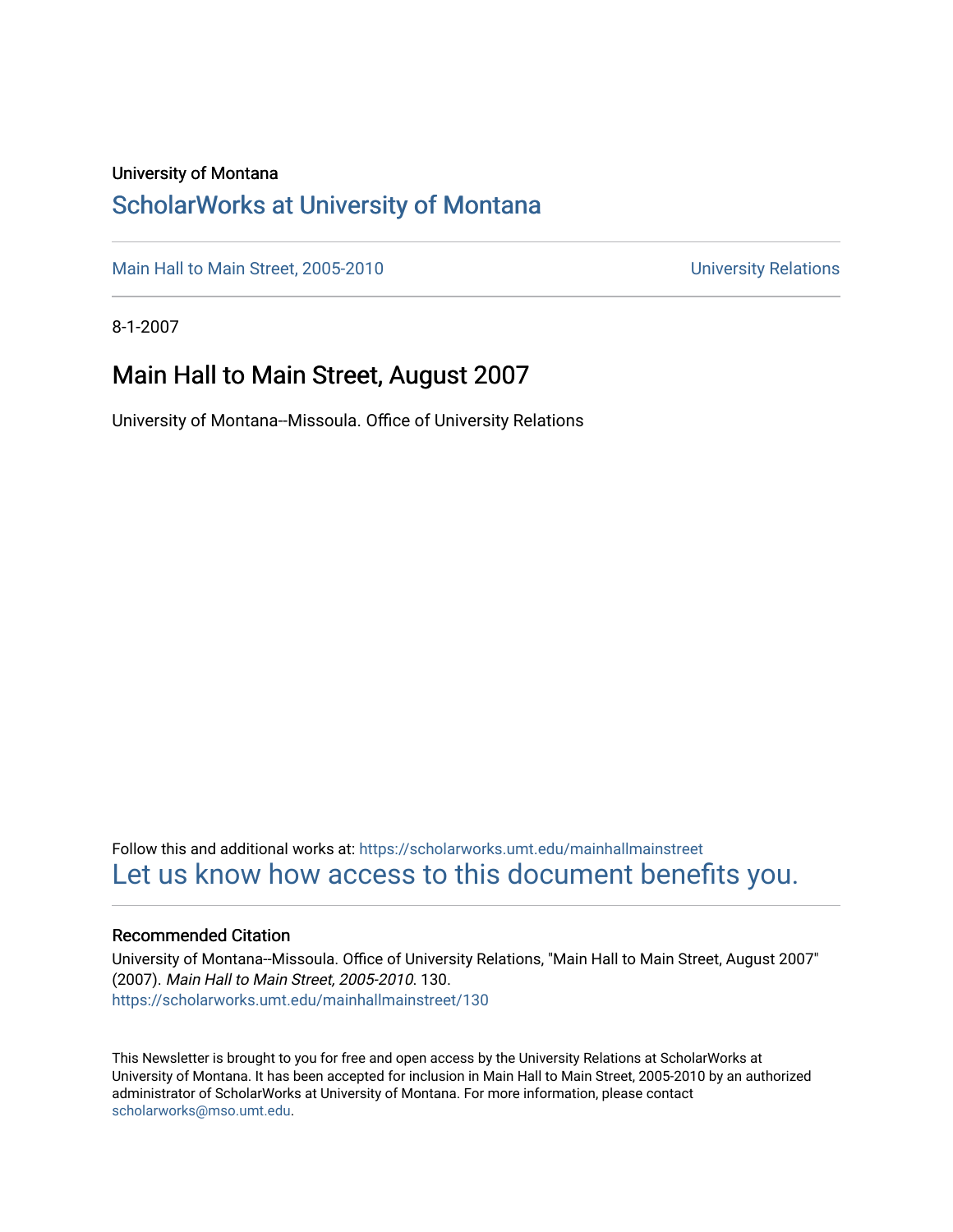University of Montana

# ScholarWorks at University of Montana

Main Hall to Main Street, 2005-2010 University Relations

8-1-2007

## Main Hall to Main Street, August 2007

University of Montana--Missoula. Office of University Relations

Follow this and additional works at: https://scholarworks.umt.edu/mainhallmainstreet

Let us know how access to this document benefits you.

### Recommended Citation

University of Montana--Missoula. Office of University Relations, "Main Hall to Main Street, August 2007" (2007). *Main Hall to Main Street, 2005-2010*. 130.
https://scholarworks.umt.edu/mainhallmainstreet/130

This Newsletter is brought to you for free and open access by the University Relations at ScholarWorks at University of Montana. It has been accepted for inclusion in Main Hall to Main Street, 2005-2010 by an authorized administrator of ScholarWorks at University of Montana. For more information, please contact scholarworks@mso.umt.edu.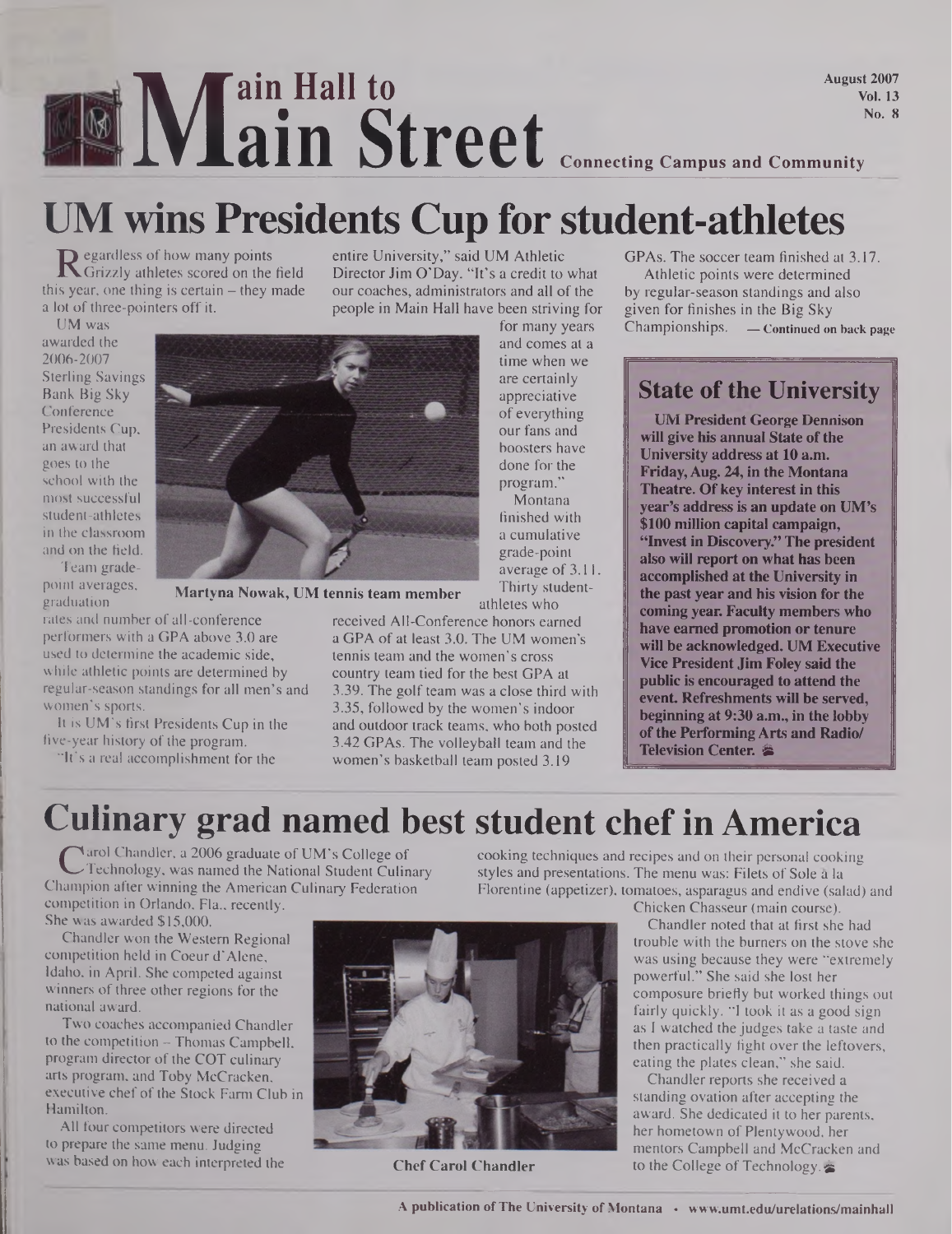# Main Hall to Main Street

Connecting Campus and Community

August 2007
Vol. 13
No. 8

## UM wins Presidents Cup for student-athletes

Regardless of how many points Grizzly athletes scored on the field this year, one thing is certain – they made a lot of three-pointers off it.

UM was awarded the 2006-2007 Sterling Savings Bank Big Sky Conference Presidents Cup, an award that goes to the school with the most successful student-athletes in the classroom and on the field.

Team grade-point averages, graduation rates and number of all-conference performers with a GPA above 3.0 are used to determine the academic side, while athletic points are determined by regular-season standings for all men's and women's sports.

It is UM's first Presidents Cup in the five-year history of the program.

"It's a real accomplishment for the entire University," said UM Athletic Director Jim O'Day. "It's a credit to what our coaches, administrators and all of the people in Main Hall have been striving for for many years and comes at a time when we are certainly appreciative of everything our fans and boosters have done for the program."

Martyna Nowak, UM tennis team member

Montana finished with a cumulative grade-point average of 3.11. Thirty student-athletes who received All-Conference honors earned a GPA of at least 3.0. The UM women's tennis team and the women's cross country team tied for the best GPA at 3.39. The golf team was a close third with 3.35, followed by the women's indoor and outdoor track teams, who both posted 3.42 GPAs. The volleyball team and the women's basketball team posted 3.19 GPAs. The soccer team finished at 3.17.

Athletic points were determined by regular-season standings and also given for finishes in the Big Sky Championships. — **Continued on back page**

### State of the University

**UM President George Dennison will give his annual State of the University address at 10 a.m. Friday, Aug. 24, in the Montana Theatre. Of key interest in this year's address is an update on UM's $100 million capital campaign, "Invest in Discovery." The president also will report on what has been accomplished at the University in the past year and his vision for the coming year. Faculty members who have earned promotion or tenure will be acknowledged. UM Executive Vice President Jim Foley said the public is encouraged to attend the event. Refreshments will be served, beginning at 9:30 a.m., in the lobby of the Performing Arts and Radio/Television Center.**

## Culinary grad named best student chef in America

Carol Chandler, a 2006 graduate of UM's College of Technology, was named the National Student Culinary Champion after winning the American Culinary Federation competition in Orlando, Fla., recently. She was awarded $15,000.

Chandler won the Western Regional competition held in Coeur d'Alene, Idaho, in April. She competed against winners of three other regions for the national award.

Two coaches accompanied Chandler to the competition – Thomas Campbell, program director of the COT culinary arts program, and Toby McCracken, executive chef of the Stock Farm Club in Hamilton.

All four competitors were directed to prepare the same menu. Judging was based on how each interpreted the cooking techniques and recipes and on their personal cooking styles and presentations. The menu was: Filets of Sole à la Florentine (appetizer), tomatoes, asparagus and endive (salad) and Chicken Chasseur (main course).

Chef Carol Chandler

Chandler noted that at first she had trouble with the burners on the stove she was using because they were "extremely powerful." She said she lost her composure briefly but worked things out fairly quickly. "I took it as a good sign as I watched the judges take a taste and then practically fight over the leftovers, eating the plates clean," she said.

Chandler reports she received a standing ovation after accepting the award. She dedicated it to her parents, her hometown of Plentywood, her mentors Campbell and McCracken and to the College of Technology.

A publication of The University of Montana • www.umt.edu/urelations/mainhall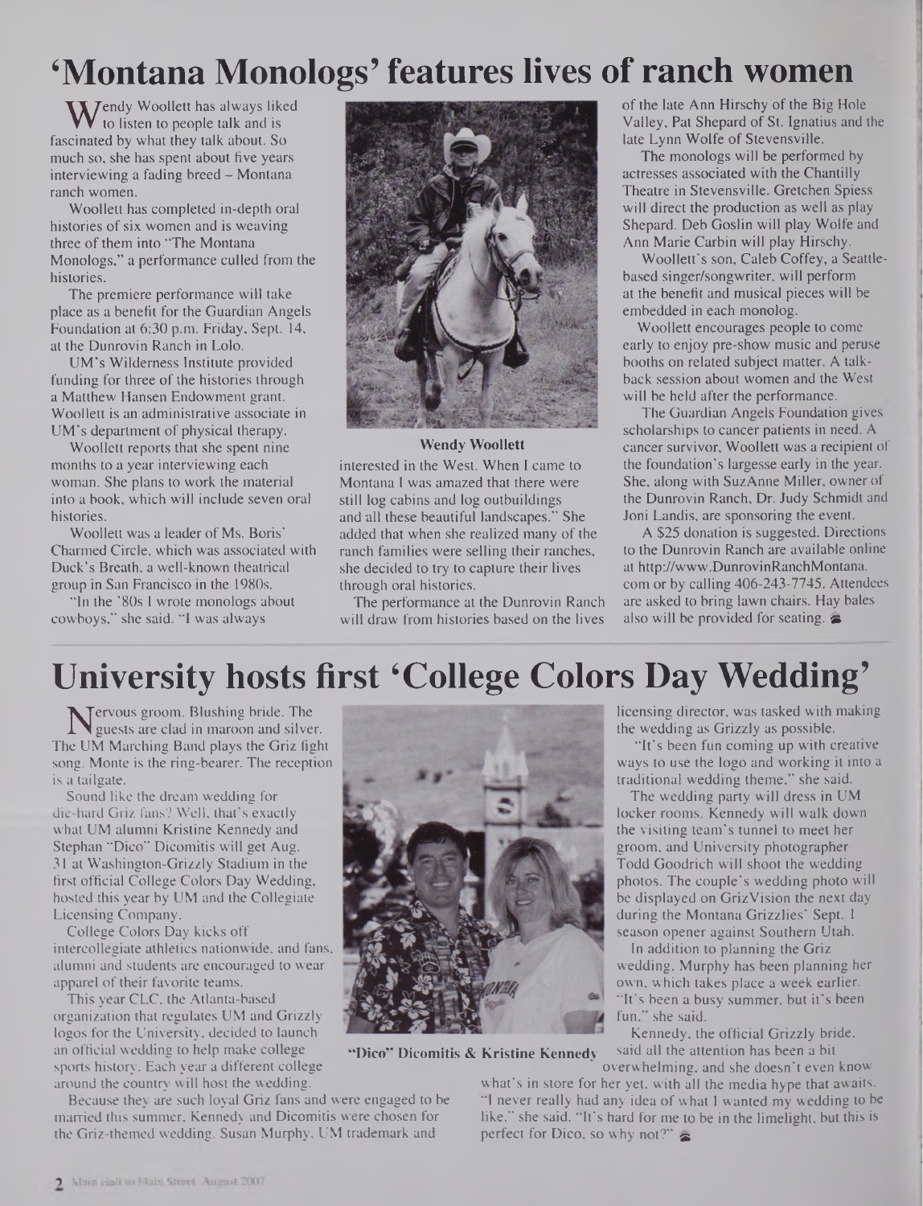# 'Montana Monologs' features lives of ranch women

Wendy Woollett has always liked to listen to people talk and is fascinated by what they talk about. So much so, she has spent about five years interviewing a fading breed – Montana ranch women.

Woollett has completed in-depth oral histories of six women and is weaving three of them into "The Montana Monologs," a performance culled from the histories.

The premiere performance will take place as a benefit for the Guardian Angels Foundation at 6:30 p.m. Friday, Sept. 14, at the Dunrovin Ranch in Lolo.

UM's Wilderness Institute provided funding for three of the histories through a Matthew Hansen Endowment grant. Woollett is an administrative associate in UM's department of physical therapy.

Woollett reports that she spent nine months to a year interviewing each woman. She plans to work the material into a book, which will include seven oral histories.

Woollett was a leader of Ms. Boris' Charmed Circle, which was associated with Duck's Breath, a well-known theatrical group in San Francisco in the 1980s.

"In the '80s I wrote monologs about cowboys," she said. "I was always interested in the West. When I came to Montana I was amazed that there were still log cabins and log outbuildings and all these beautiful landscapes." She added that when she realized many of the ranch families were selling their ranches, she decided to try to capture their lives through oral histories.

**Wendy Woollett**

The performance at the Dunrovin Ranch will draw from histories based on the lives of the late Ann Hirschy of the Big Hole Valley, Pat Shepard of St. Ignatius and the late Lynn Wolfe of Stevensville.

The monologs will be performed by actresses associated with the Chantilly Theatre in Stevensville. Gretchen Spiess will direct the production as well as play Shepard. Deb Goslin will play Wolfe and Ann Marie Carbin will play Hirschy.

Woollett's son, Caleb Coffey, a Seattle-based singer/songwriter, will perform at the benefit and musical pieces will be embedded in each monolog.

Woollett encourages people to come early to enjoy pre-show music and peruse booths on related subject matter. A talk-back session about women and the West will be held after the performance.

The Guardian Angels Foundation gives scholarships to cancer patients in need. A cancer survivor, Woollett was a recipient of the foundation's largesse early in the year. She, along with SuzAnne Miller, owner of the Dunrovin Ranch, Dr. Judy Schmidt and Joni Landis, are sponsoring the event.

A $25 donation is suggested. Directions to the Dunrovin Ranch are available online at http://www.DunrovinRanchMontana.com or by calling 406-243-7745. Attendees are asked to bring lawn chairs. Hay bales also will be provided for seating.

# University hosts first 'College Colors Day Wedding'

Nervous groom. Blushing bride. The guests are clad in maroon and silver. The UM Marching Band plays the Griz fight song. Monte is the ring-bearer. The reception is a tailgate.

Sound like the dream wedding for die-hard Griz fans? Well, that's exactly what UM alumni Kristine Kennedy and Stephan "Dico" Dicomitis will get Aug. 31 at Washington-Grizzly Stadium in the first official College Colors Day Wedding, hosted this year by UM and the Collegiate Licensing Company.

College Colors Day kicks off intercollegiate athletics nationwide, and fans, alumni and students are encouraged to wear apparel of their favorite teams.

This year CLC, the Atlanta-based organization that regulates UM and Grizzly logos for the University, decided to launch an official wedding to help make college sports history. Each year a different college around the country will host the wedding.

Because they are such loyal Griz fans and were engaged to be married this summer, Kennedy and Dicomitis were chosen for the Griz-themed wedding. Susan Murphy, UM trademark and licensing director, was tasked with making the wedding as Grizzly as possible.

**"Dico" Dicomitis & Kristine Kennedy**

"It's been fun coming up with creative ways to use the logo and working it into a traditional wedding theme," she said.

The wedding party will dress in UM locker rooms. Kennedy will walk down the visiting team's tunnel to meet her groom, and University photographer Todd Goodrich will shoot the wedding photos. The couple's wedding photo will be displayed on GrizVision the next day during the Montana Grizzlies' Sept. 1 season opener against Southern Utah.

In addition to planning the Griz wedding, Murphy has been planning her own, which takes place a week earlier. "It's been a busy summer, but it's been fun," she said.

Kennedy, the official Grizzly bride, said all the attention has been a bit overwhelming, and she doesn't even know what's in store for her yet, with all the media hype that awaits. "I never really had any idea of what I wanted my wedding to be like," she said. "It's hard for me to be in the limelight, but this is perfect for Dico, so why not?"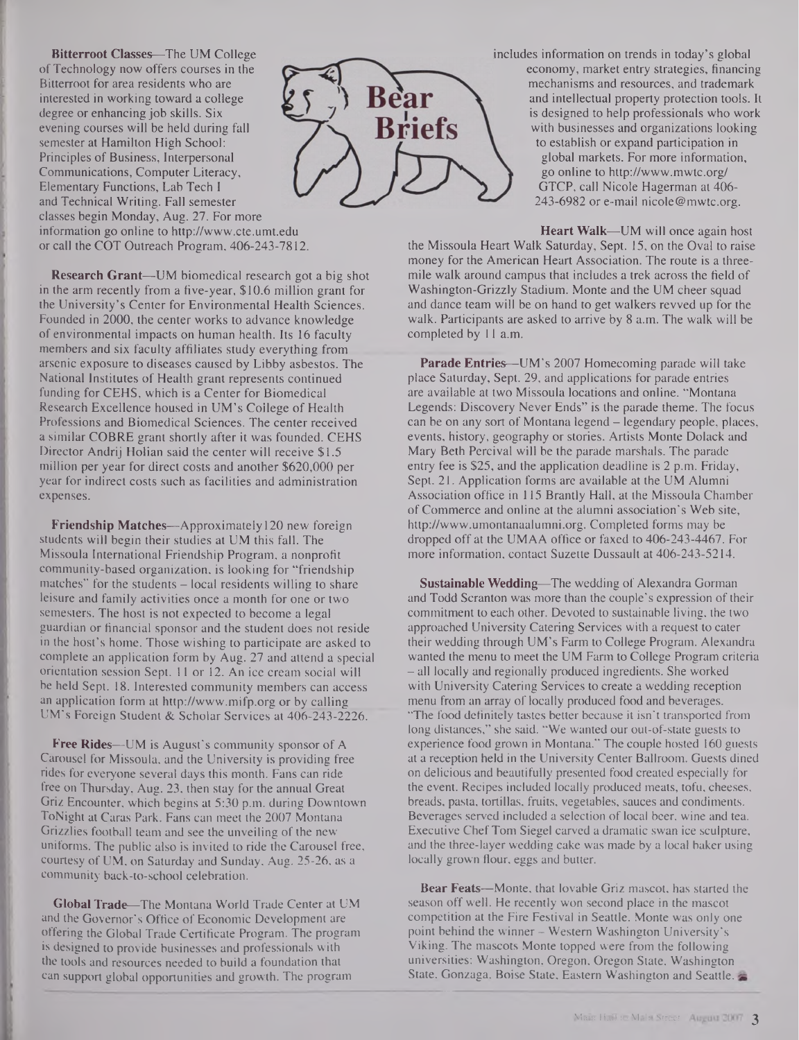# Bear Briefs

**Bitterroot Classes**—The UM College of Technology now offers courses in the Bitterroot for area residents who are interested in working toward a college degree or enhancing job skills. Six evening courses will be held during fall semester at Hamilton High School: Principles of Business, Interpersonal Communications, Computer Literacy, Elementary Functions, Lab Tech I and Technical Writing. Fall semester classes begin Monday, Aug. 27. For more information go online to http://www.cte.umt.edu or call the COT Outreach Program, 406-243-7812.

**Research Grant**—UM biomedical research got a big shot in the arm recently from a five-year, $10.6 million grant for the University's Center for Environmental Health Sciences. Founded in 2000, the center works to advance knowledge of environmental impacts on human health. Its 16 faculty members and six faculty affiliates study everything from arsenic exposure to diseases caused by Libby asbestos. The National Institutes of Health grant represents continued funding for CEHS, which is a Center for Biomedical Research Excellence housed in UM's College of Health Professions and Biomedical Sciences. The center received a similar COBRE grant shortly after it was founded. CEHS Director Andrij Holian said the center will receive $1.5 million per year for direct costs and another $620,000 per year for indirect costs such as facilities and administration expenses.

**Friendship Matches**—Approximately 120 new foreign students will begin their studies at UM this fall. The Missoula International Friendship Program, a nonprofit community-based organization, is looking for "friendship matches" for the students – local residents willing to share leisure and family activities once a month for one or two semesters. The host is not expected to become a legal guardian or financial sponsor and the student does not reside in the host's home. Those wishing to participate are asked to complete an application form by Aug. 27 and attend a special orientation session Sept. 11 or 12. An ice cream social will be held Sept. 18. Interested community members can access an application form at http://www.mifp.org or by calling UM's Foreign Student & Scholar Services at 406-243-2226.

**Free Rides**—UM is August's community sponsor of A Carousel for Missoula, and the University is providing free rides for everyone several days this month. Fans can ride free on Thursday, Aug. 23, then stay for the annual Great Griz Encounter, which begins at 5:30 p.m. during Downtown ToNight at Caras Park. Fans can meet the 2007 Montana Grizzlies football team and see the unveiling of the new uniforms. The public also is invited to ride the Carousel free, courtesy of UM, on Saturday and Sunday, Aug. 25-26, as a community back-to-school celebration.

**Global Trade**—The Montana World Trade Center at UM and the Governor's Office of Economic Development are offering the Global Trade Certificate Program. The program is designed to provide businesses and professionals with the tools and resources needed to build a foundation that can support global opportunities and growth. The program includes information on trends in today's global economy, market entry strategies, financing mechanisms and resources, and trademark and intellectual property protection tools. It is designed to help professionals who work with businesses and organizations looking to establish or expand participation in global markets. For more information, go online to http://www.mwtc.org/GTCP, call Nicole Hagerman at 406-243-6982 or e-mail nicole@mwtc.org.

**Heart Walk**—UM will once again host the Missoula Heart Walk Saturday, Sept. 15, on the Oval to raise money for the American Heart Association. The route is a three-mile walk around campus that includes a trek across the field of Washington-Grizzly Stadium. Monte and the UM cheer squad and dance team will be on hand to get walkers revved up for the walk. Participants are asked to arrive by 8 a.m. The walk will be completed by 11 a.m.

**Parade Entries**—UM's 2007 Homecoming parade will take place Saturday, Sept. 29, and applications for parade entries are available at two Missoula locations and online. "Montana Legends: Discovery Never Ends" is the parade theme. The focus can be on any sort of Montana legend – legendary people, places, events, history, geography or stories. Artists Monte Dolack and Mary Beth Percival will be the parade marshals. The parade entry fee is $25, and the application deadline is 2 p.m. Friday, Sept. 21. Application forms are available at the UM Alumni Association office in 115 Brantly Hall, at the Missoula Chamber of Commerce and online at the alumni association's Web site, http://www.umontanaalumni.org. Completed forms may be dropped off at the UMAA office or faxed to 406-243-4467. For more information, contact Suzette Dussault at 406-243-5214.

**Sustainable Wedding**—The wedding of Alexandra Gorman and Todd Scranton was more than the couple's expression of their commitment to each other. Devoted to sustainable living, the two approached University Catering Services with a request to cater their wedding through UM's Farm to College Program. Alexandra wanted the menu to meet the UM Farm to College Program criteria – all locally and regionally produced ingredients. She worked with University Catering Services to create a wedding reception menu from an array of locally produced food and beverages. "The food definitely tastes better because it isn't transported from long distances," she said. "We wanted our out-of-state guests to experience food grown in Montana." The couple hosted 160 guests at a reception held in the University Center Ballroom. Guests dined on delicious and beautifully presented food created especially for the event. Recipes included locally produced meats, tofu, cheeses, breads, pasta, tortillas, fruits, vegetables, sauces and condiments. Beverages served included a selection of local beer, wine and tea. Executive Chef Tom Siegel carved a dramatic swan ice sculpture, and the three-layer wedding cake was made by a local baker using locally grown flour, eggs and butter.

**Bear Feats**—Monte, that lovable Griz mascot, has started the season off well. He recently won second place in the mascot competition at the Fire Festival in Seattle. Monte was only one point behind the winner – Western Washington University's Viking. The mascots Monte topped were from the following universities: Washington, Oregon, Oregon State, Washington State, Gonzaga, Boise State, Eastern Washington and Seattle.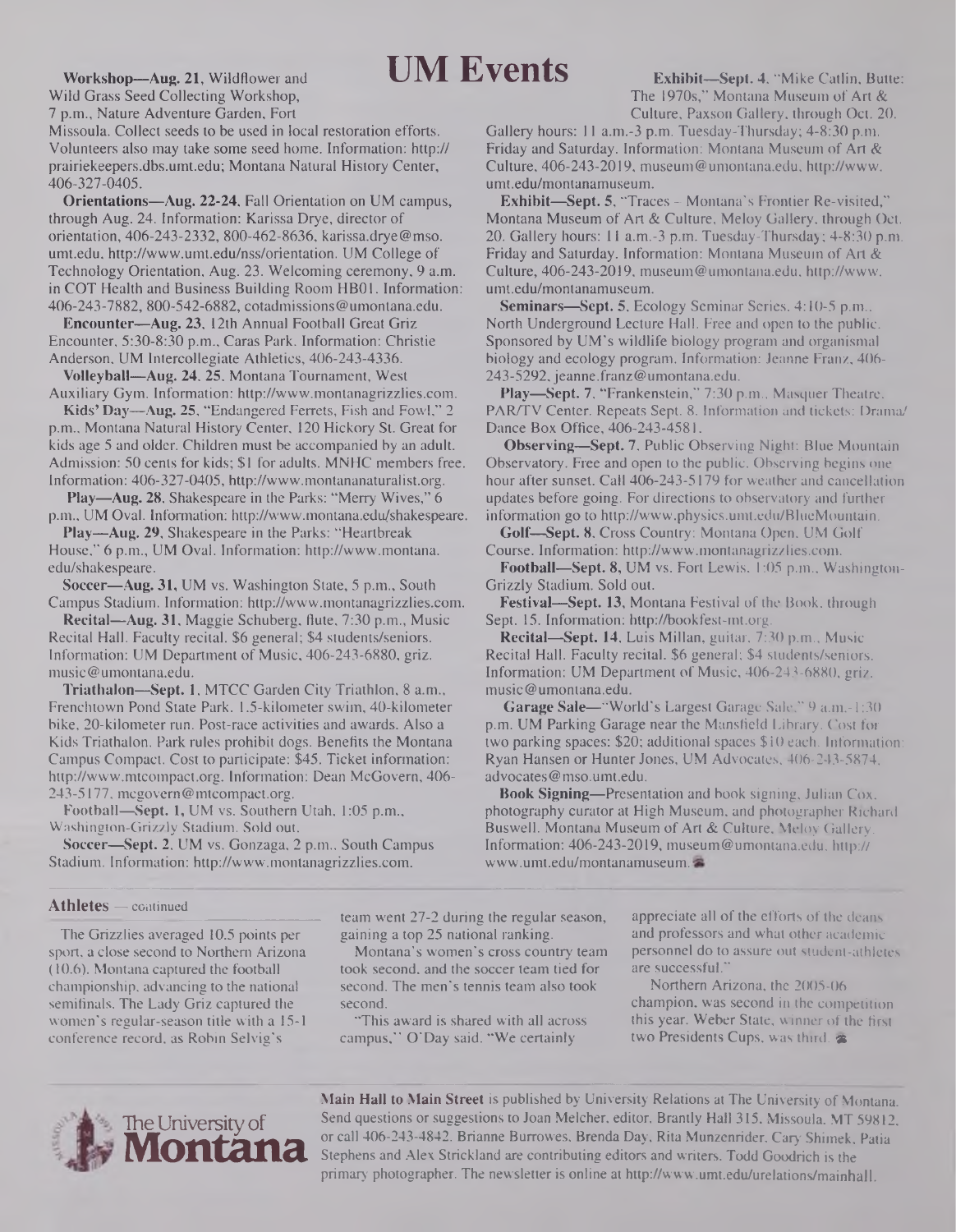# UM Events

**Workshop—Aug. 21**, Wildflower and Wild Grass Seed Collecting Workshop, 7 p.m., Nature Adventure Garden, Fort Missoula. Collect seeds to be used in local restoration efforts. Volunteers also may take some seed home. Information: http://prairiekeepers.dbs.umt.edu; Montana Natural History Center, 406-327-0405.

**Orientations—Aug. 22-24**, Fall Orientation on UM campus, through Aug. 24. Information: Karissa Drye, director of orientation, 406-243-2332, 800-462-8636, karissa.drye@mso.umt.edu, http://www.umt.edu/nss/orientation. UM College of Technology Orientation, Aug. 23. Welcoming ceremony, 9 a.m. in COT Health and Business Building Room HB01. Information: 406-243-7882, 800-542-6882, cotadmissions@umontana.edu.

**Encounter—Aug. 23**, 12th Annual Football Great Griz Encounter, 5:30-8:30 p.m., Caras Park. Information: Christie Anderson, UM Intercollegiate Athletics, 406-243-4336.

**Volleyball—Aug. 24, 25**, Montana Tournament, West Auxiliary Gym. Information: http://www.montanagrizzlies.com.

**Kids' Day—Aug. 25**, "Endangered Ferrets, Fish and Fowl," 2 p.m., Montana Natural History Center, 120 Hickory St. Great for kids age 5 and older. Children must be accompanied by an adult. Admission: 50 cents for kids; $1 for adults. MNHC members free. Information: 406-327-0405, http://www.montananaturalist.org.

**Play—Aug. 28**, Shakespeare in the Parks: "Merry Wives," 6 p.m., UM Oval. Information: http://www.montana.edu/shakespeare.

**Play—Aug. 29**, Shakespeare in the Parks: "Heartbreak House," 6 p.m., UM Oval. Information: http://www.montana.edu/shakespeare.

**Soccer—Aug. 31**, UM vs. Washington State, 5 p.m., South Campus Stadium. Information: http://www.montanagrizzlies.com.

**Recital—Aug. 31**, Maggie Schuberg, flute, 7:30 p.m., Music Recital Hall. Faculty recital. $6 general; $4 students/seniors. Information: UM Department of Music, 406-243-6880, griz.music@umontana.edu.

**Triathalon—Sept. 1**, MTCC Garden City Triathlon, 8 a.m., Frenchtown Pond State Park. 1.5-kilometer swim, 40-kilometer bike, 20-kilometer run. Post-race activities and awards. Also a Kids Triathalon. Park rules prohibit dogs. Benefits the Montana Campus Compact. Cost to participate: $45. Ticket information: http://www.mtcompact.org. Information: Dean McGovern, 406-243-5177, mcgovern@mtcompact.org.

**Football—Sept. 1**, UM vs. Southern Utah, 1:05 p.m., Washington-Grizzly Stadium. Sold out.

**Soccer—Sept. 2**, UM vs. Gonzaga, 2 p.m., South Campus Stadium. Information: http://www.montanagrizzlies.com.

**Exhibit—Sept. 4**, "Mike Catlin, Butte: The 1970s," Montana Museum of Art & Culture, Paxson Gallery, through Oct. 20. Gallery hours: 11 a.m.-3 p.m. Tuesday-Thursday; 4-8:30 p.m. Friday and Saturday. Information: Montana Museum of Art & Culture, 406-243-2019, museum@umontana.edu, http://www.umt.edu/montanamuseum.

**Exhibit—Sept. 5**, "Traces - Montana's Frontier Re-visited," Montana Museum of Art & Culture, Meloy Gallery, through Oct. 20. Gallery hours: 11 a.m.-3 p.m. Tuesday-Thursday; 4-8:30 p.m. Friday and Saturday. Information: Montana Museum of Art & Culture, 406-243-2019, museum@umontana.edu, http://www.umt.edu/montanamuseum.

**Seminars—Sept. 5**, Ecology Seminar Series, 4:10-5 p.m., North Underground Lecture Hall. Free and open to the public. Sponsored by UM's wildlife biology program and organismal biology and ecology program. Information: Jeanne Franz, 406-243-5292, jeanne.franz@umontana.edu.

**Play—Sept. 7**, "Frankenstein," 7:30 p.m., Masquer Theatre, PAR/TV Center. Repeats Sept. 8. Information and tickets: Drama/Dance Box Office, 406-243-4581.

**Observing—Sept. 7**, Public Observing Night: Blue Mountain Observatory. Free and open to the public. Observing begins one hour after sunset. Call 406-243-5179 for weather and cancellation updates before going. For directions to observatory and further information go to http://www.physics.umt.edu/BlueMountain.

**Golf—Sept. 8**, Cross Country: Montana Open, UM Golf Course. Information: http://www.montanagrizzlies.com.

**Football—Sept. 8**, UM vs. Fort Lewis, 1:05 p.m., Washington-Grizzly Stadium. Sold out.

**Festival—Sept. 13**, Montana Festival of the Book, through Sept. 15. Information: http://bookfest-mt.org.

**Recital—Sept. 14**, Luis Millan, guitar, 7:30 p.m., Music Recital Hall. Faculty recital. $6 general; $4 students/seniors. Information: UM Department of Music, 406-243-6880, griz.music@umontana.edu.

**Garage Sale**—"World's Largest Garage Sale," 9 a.m.-1:30 p.m. UM Parking Garage near the Mansfield Library. Cost for two parking spaces: $20; additional spaces $10 each. Information: Ryan Hansen or Hunter Jones, UM Advocates, 406-243-5874, advocates@mso.umt.edu.

**Book Signing**—Presentation and book signing, Julian Cox, photography curator at High Museum, and photographer Richard Buswell. Montana Museum of Art & Culture, Meloy Gallery. Information: 406-243-2019, museum@umontana.edu, http://www.umt.edu/montanamuseum.

---

**Athletes** — continued

The Grizzlies averaged 10.5 points per sport, a close second to Northern Arizona (10.6). Montana captured the football championship, advancing to the national semifinals. The Lady Griz captured the women's regular-season title with a 15-1 conference record, as Robin Selvig's team went 27-2 during the regular season, gaining a top 25 national ranking.

Montana's women's cross country team took second, and the soccer team tied for second. The men's tennis team also took second.

"This award is shared with all across campus," O'Day said. "We certainly appreciate all of the efforts of the deans and professors and what other academic personnel do to assure our student-athletes are successful."

Northern Arizona, the 2005-06 champion, was second in the competition this year. Weber State, winner of the first two Presidents Cups, was third.

---

The University of Montana

**Main Hall to Main Street** is published by University Relations at The University of Montana. Send questions or suggestions to Joan Melcher, editor, Brantly Hall 315, Missoula, MT 59812, or call 406-243-4842. Brianne Burrowes, Brenda Day, Rita Munzenrider, Cary Shimek, Patia Stephens and Alex Strickland are contributing editors and writers. Todd Goodrich is the primary photographer. The newsletter is online at http://www.umt.edu/urelations/mainhall.